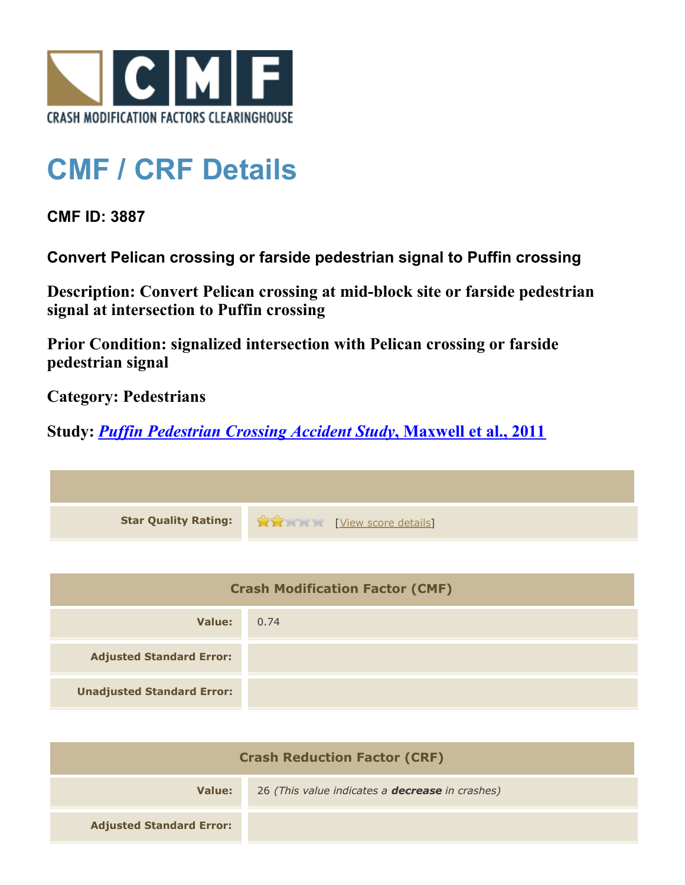# CMF / CRF Details

**CMF ID: 3887**

**Convert Pelican crossing or farside pedestrian signal to Puffin crossing**

**Description: Convert Pelican crossing at mid-block site or farside pedestrian signal at intersection to Puffin crossing**

**Prior Condition: signalized intersection with Pelican crossing or farside pedestrian signal**

**Category: Pedestrians**

**Study: *Puffin Pedestrian Crossing Accident Study*, Maxwell et al., 2011**

| | |
|---|---|
| **Star Quality Rating:** | 2 of 5 stars [View score details] |

| Crash Modification Factor (CMF) | |
|---|---|
| **Value:** | 0.74 |
| **Adjusted Standard Error:** | |
| **Unadjusted Standard Error:** | |

| Crash Reduction Factor (CRF) | |
|---|---|
| **Value:** | 26 *(This value indicates a **decrease** in crashes)* |
| **Adjusted Standard Error:** | |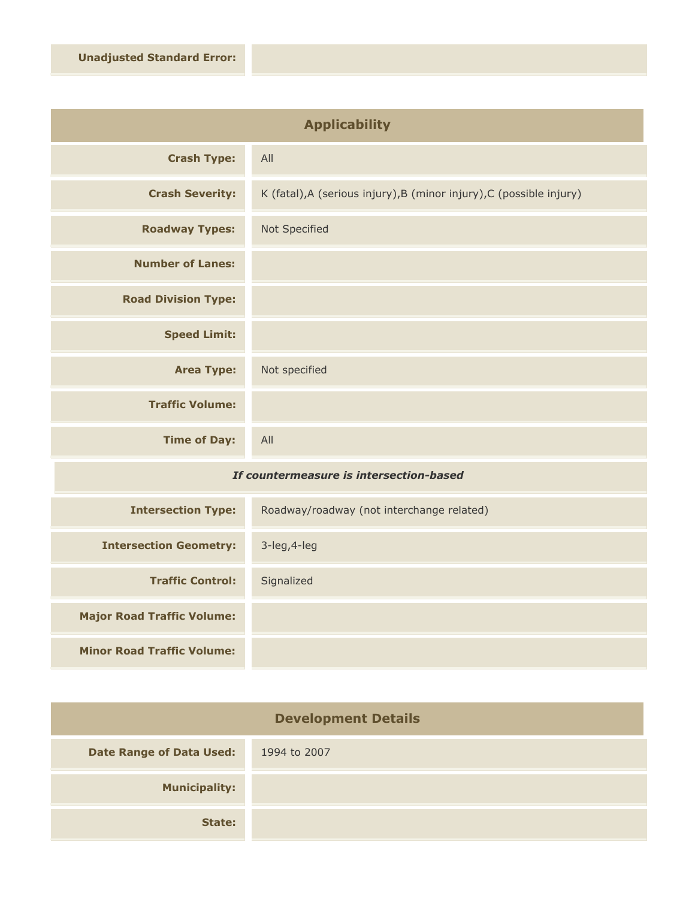| Unadjusted Standard Error: | |
|---|---|

## Applicability

| | |
|---|---|
| **Crash Type:** | All |
| **Crash Severity:** | K (fatal),A (serious injury),B (minor injury),C (possible injury) |
| **Roadway Types:** | Not Specified |
| **Number of Lanes:** | |
| **Road Division Type:** | |
| **Speed Limit:** | |
| **Area Type:** | Not specified |
| **Traffic Volume:** | |
| **Time of Day:** | All |
| ***If countermeasure is intersection-based*** | |
| **Intersection Type:** | Roadway/roadway (not interchange related) |
| **Intersection Geometry:** | 3-leg,4-leg |
| **Traffic Control:** | Signalized |
| **Major Road Traffic Volume:** | |
| **Minor Road Traffic Volume:** | |

## Development Details

| | |
|---|---|
| **Date Range of Data Used:** | 1994 to 2007 |
| **Municipality:** | |
| **State:** | |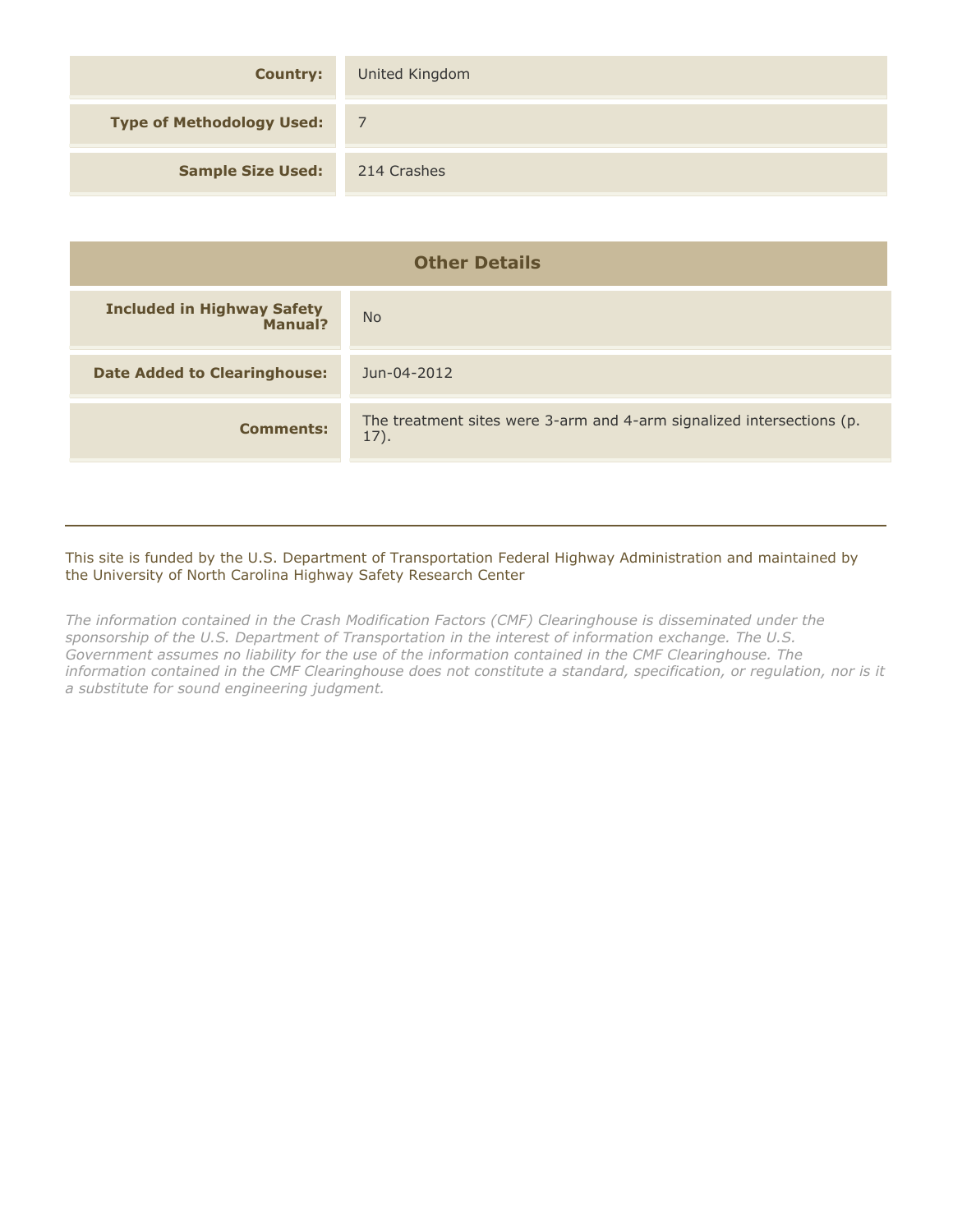| | |
|---|---|
| **Country:** | United Kingdom |
| **Type of Methodology Used:** | 7 |
| **Sample Size Used:** | 214 Crashes |

## Other Details

| | |
|---|---|
| **Included in Highway Safety Manual?** | No |
| **Date Added to Clearinghouse:** | Jun-04-2012 |
| **Comments:** | The treatment sites were 3-arm and 4-arm signalized intersections (p. 17). |

---

This site is funded by the U.S. Department of Transportation Federal Highway Administration and maintained by the University of North Carolina Highway Safety Research Center

*The information contained in the Crash Modification Factors (CMF) Clearinghouse is disseminated under the sponsorship of the U.S. Department of Transportation in the interest of information exchange. The U.S. Government assumes no liability for the use of the information contained in the CMF Clearinghouse. The information contained in the CMF Clearinghouse does not constitute a standard, specification, or regulation, nor is it a substitute for sound engineering judgment.*